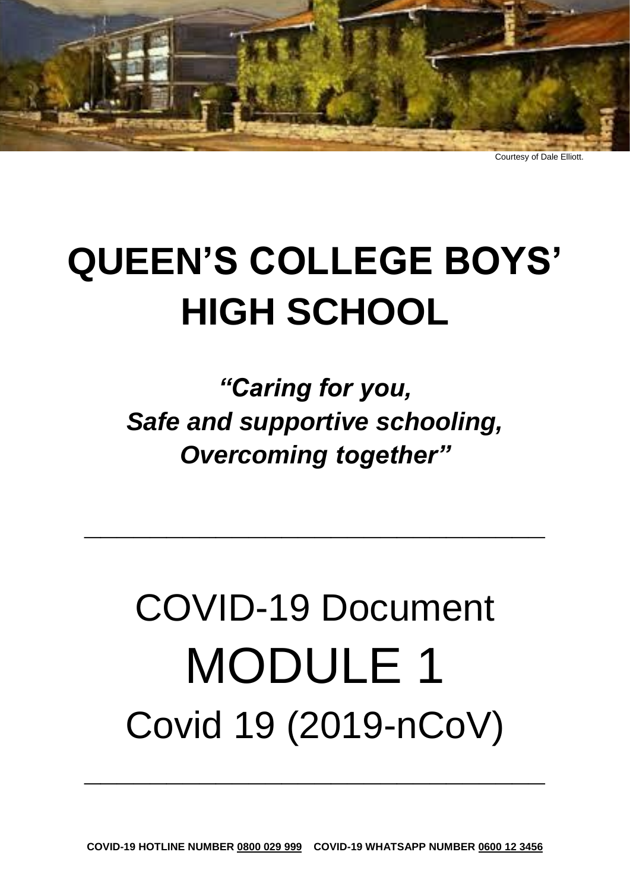Courtesy of Dale Elliott.

# QUEEN'S COLLEGE BOYS' HIGH SCHOOL

***"Caring for you,***
***Safe and supportive schooling,***
***Overcoming together"***

---

# COVID-19 Document
# MODULE 1
# Covid 19 (2019-nCoV)

---

**COVID-19 HOTLINE NUMBER 0800 029 999    COVID-19 WHATSAPP NUMBER 0600 12 3456**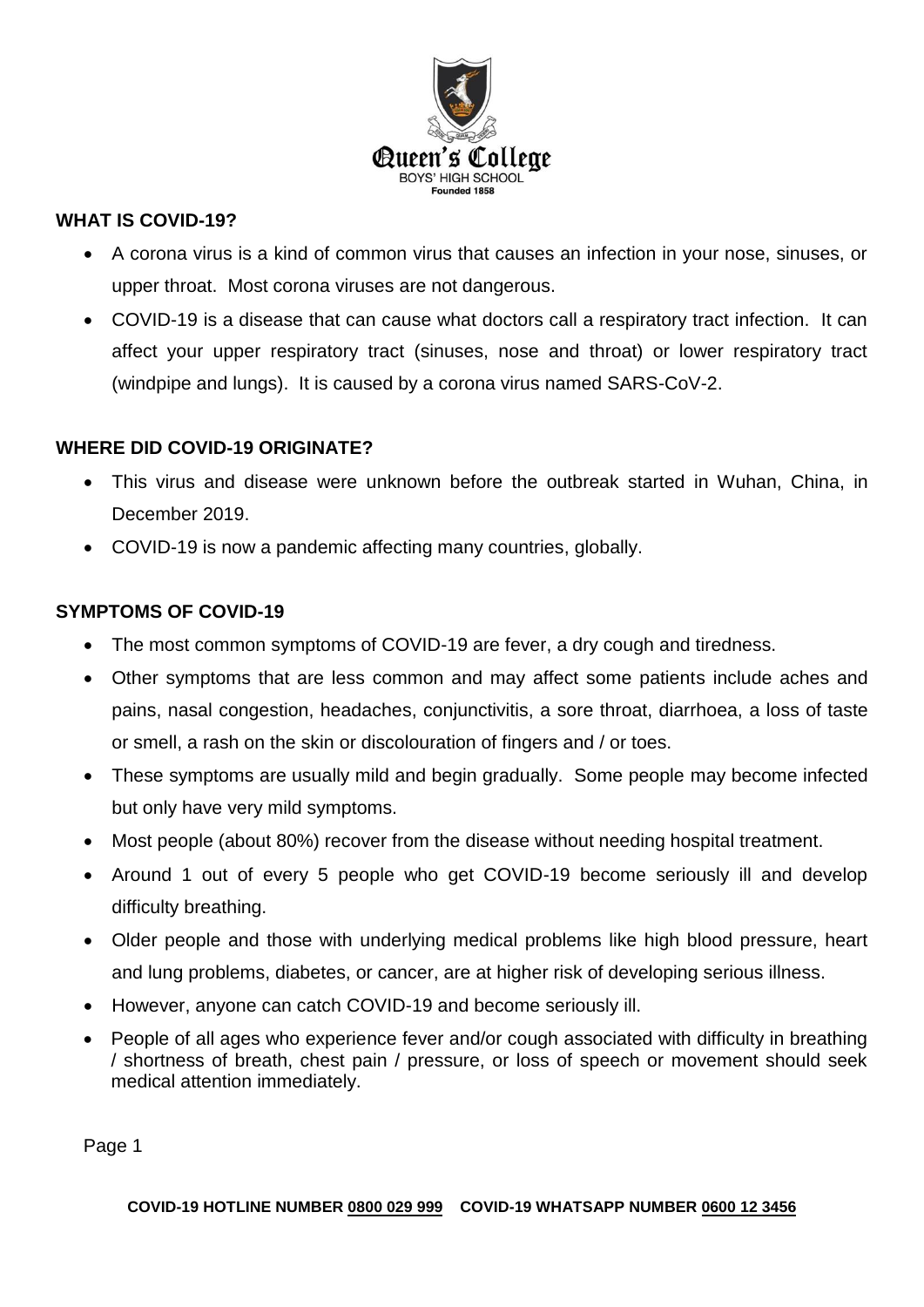## WHAT IS COVID-19?

- A corona virus is a kind of common virus that causes an infection in your nose, sinuses, or upper throat. Most corona viruses are not dangerous.
- COVID-19 is a disease that can cause what doctors call a respiratory tract infection. It can affect your upper respiratory tract (sinuses, nose and throat) or lower respiratory tract (windpipe and lungs). It is caused by a corona virus named SARS-CoV-2.

## WHERE DID COVID-19 ORIGINATE?

- This virus and disease were unknown before the outbreak started in Wuhan, China, in December 2019.
- COVID-19 is now a pandemic affecting many countries, globally.

## SYMPTOMS OF COVID-19

- The most common symptoms of COVID-19 are fever, a dry cough and tiredness.
- Other symptoms that are less common and may affect some patients include aches and pains, nasal congestion, headaches, conjunctivitis, a sore throat, diarrhoea, a loss of taste or smell, a rash on the skin or discolouration of fingers and / or toes.
- These symptoms are usually mild and begin gradually. Some people may become infected but only have very mild symptoms.
- Most people (about 80%) recover from the disease without needing hospital treatment.
- Around 1 out of every 5 people who get COVID-19 become seriously ill and develop difficulty breathing.
- Older people and those with underlying medical problems like high blood pressure, heart and lung problems, diabetes, or cancer, are at higher risk of developing serious illness.
- However, anyone can catch COVID-19 and become seriously ill.
- People of all ages who experience fever and/or cough associated with difficulty in breathing / shortness of breath, chest pain / pressure, or loss of speech or movement should seek medical attention immediately.

**COVID-19 HOTLINE NUMBER 0800 029 999 COVID-19 WHATSAPP NUMBER 0600 12 3456**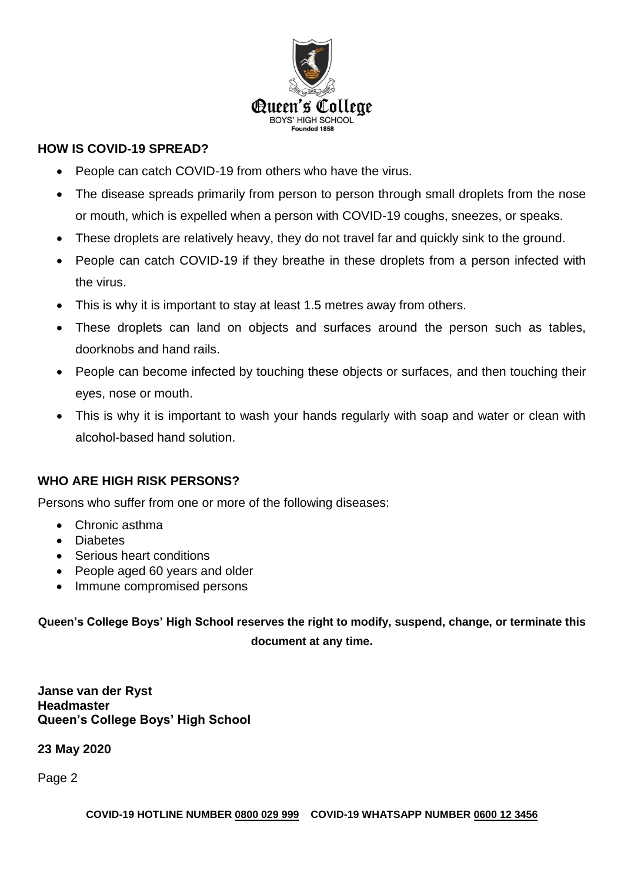## HOW IS COVID-19 SPREAD?

- People can catch COVID-19 from others who have the virus.
- The disease spreads primarily from person to person through small droplets from the nose or mouth, which is expelled when a person with COVID-19 coughs, sneezes, or speaks.
- These droplets are relatively heavy, they do not travel far and quickly sink to the ground.
- People can catch COVID-19 if they breathe in these droplets from a person infected with the virus.
- This is why it is important to stay at least 1.5 metres away from others.
- These droplets can land on objects and surfaces around the person such as tables, doorknobs and hand rails.
- People can become infected by touching these objects or surfaces, and then touching their eyes, nose or mouth.
- This is why it is important to wash your hands regularly with soap and water or clean with alcohol-based hand solution.

## WHO ARE HIGH RISK PERSONS?

Persons who suffer from one or more of the following diseases:

- Chronic asthma
- Diabetes
- Serious heart conditions
- People aged 60 years and older
- Immune compromised persons

**Queen's College Boys' High School reserves the right to modify, suspend, change, or terminate this document at any time.**

**Janse van der Ryst**
**Headmaster**
**Queen's College Boys' High School**

**23 May 2020**

**COVID-19 HOTLINE NUMBER 0800 029 999 COVID-19 WHATSAPP NUMBER 0600 12 3456**